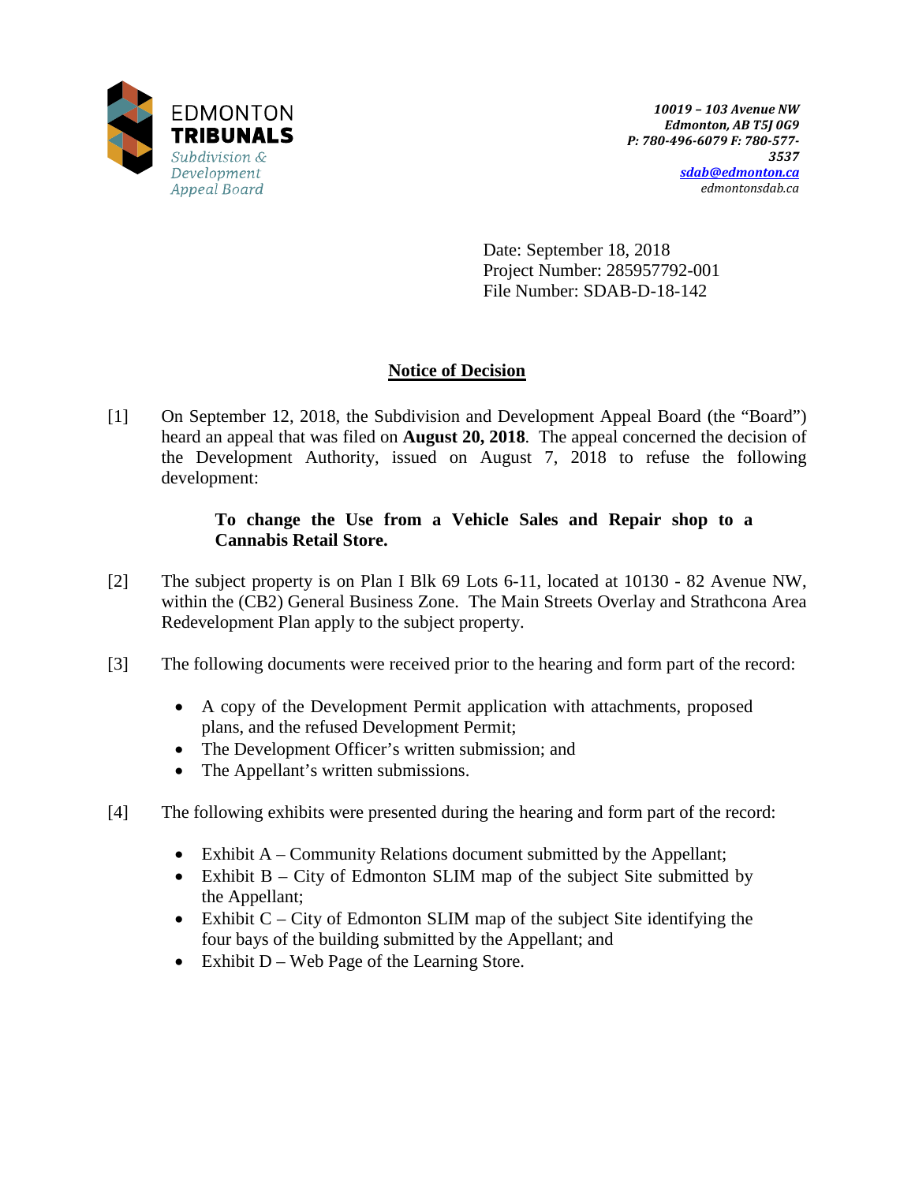EDMONTON
**TRIBUNALS**
*Subdivision & Development Appeal Board*

***10019 – 103 Avenue NW***
***Edmonton, AB T5J 0G9***
***P: 780-496-6079 F: 780-577-3537***
***sdab@edmonton.ca***
*edmontonsdab.ca*

Date: September 18, 2018
Project Number: 285957792-001
File Number: SDAB-D-18-142

## Notice of Decision

[1] On September 12, 2018, the Subdivision and Development Appeal Board (the "Board") heard an appeal that was filed on **August 20, 2018**. The appeal concerned the decision of the Development Authority, issued on August 7, 2018 to refuse the following development:

> **To change the Use from a Vehicle Sales and Repair shop to a Cannabis Retail Store.**

[2] The subject property is on Plan I Blk 69 Lots 6-11, located at 10130 - 82 Avenue NW, within the (CB2) General Business Zone. The Main Streets Overlay and Strathcona Area Redevelopment Plan apply to the subject property.

[3] The following documents were received prior to the hearing and form part of the record:

- A copy of the Development Permit application with attachments, proposed plans, and the refused Development Permit;
- The Development Officer's written submission; and
- The Appellant's written submissions.

[4] The following exhibits were presented during the hearing and form part of the record:

- Exhibit A – Community Relations document submitted by the Appellant;
- Exhibit B – City of Edmonton SLIM map of the subject Site submitted by the Appellant;
- Exhibit C – City of Edmonton SLIM map of the subject Site identifying the four bays of the building submitted by the Appellant; and
- Exhibit D – Web Page of the Learning Store.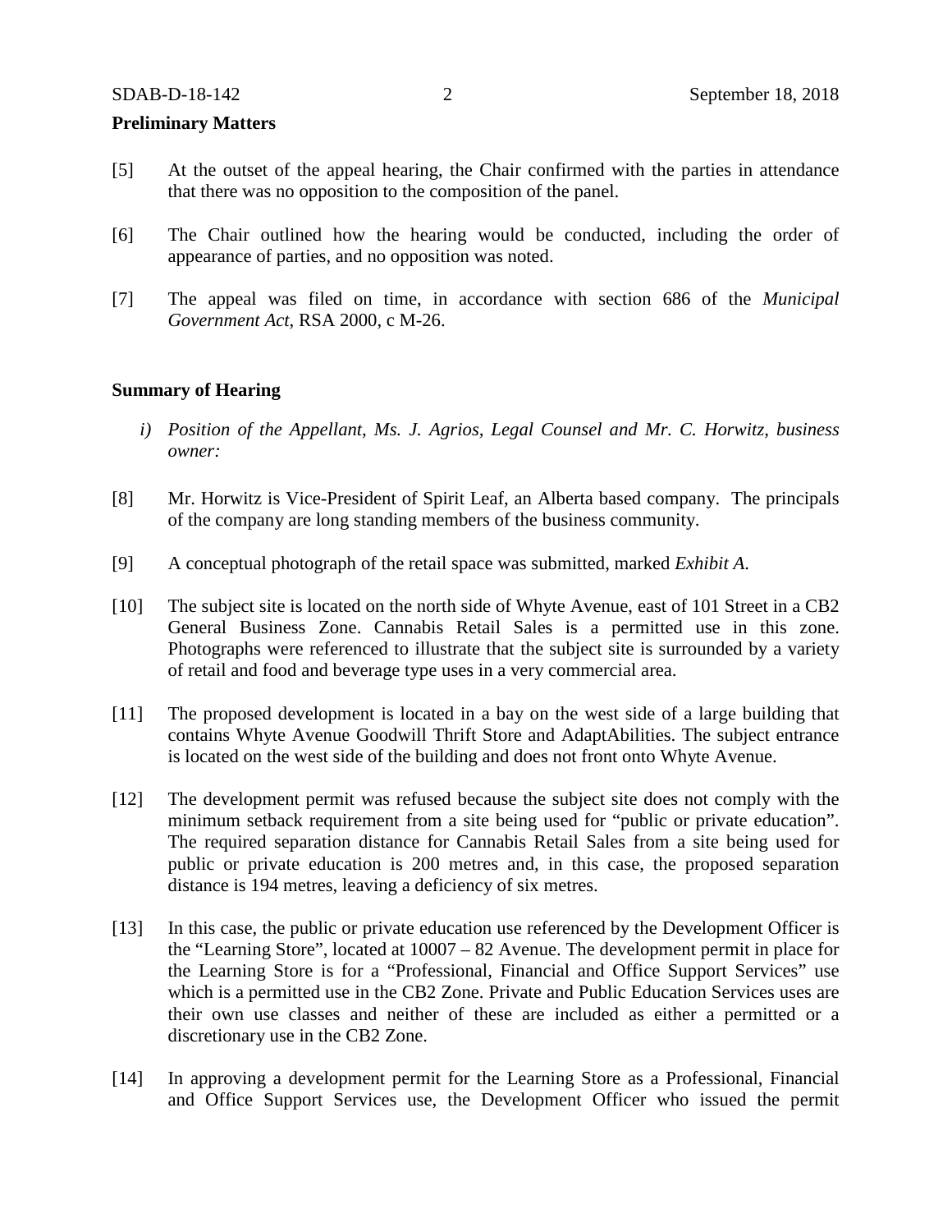**Preliminary Matters**

[5] At the outset of the appeal hearing, the Chair confirmed with the parties in attendance that there was no opposition to the composition of the panel.

[6] The Chair outlined how the hearing would be conducted, including the order of appearance of parties, and no opposition was noted.

[7] The appeal was filed on time, in accordance with section 686 of the *Municipal Government Act*, RSA 2000, c M-26.

**Summary of Hearing**

*i) Position of the Appellant, Ms. J. Agrios, Legal Counsel and Mr. C. Horwitz, business owner:*

[8] Mr. Horwitz is Vice-President of Spirit Leaf, an Alberta based company. The principals of the company are long standing members of the business community.

[9] A conceptual photograph of the retail space was submitted, marked *Exhibit A.*

[10] The subject site is located on the north side of Whyte Avenue, east of 101 Street in a CB2 General Business Zone. Cannabis Retail Sales is a permitted use in this zone. Photographs were referenced to illustrate that the subject site is surrounded by a variety of retail and food and beverage type uses in a very commercial area.

[11] The proposed development is located in a bay on the west side of a large building that contains Whyte Avenue Goodwill Thrift Store and AdaptAbilities. The subject entrance is located on the west side of the building and does not front onto Whyte Avenue.

[12] The development permit was refused because the subject site does not comply with the minimum setback requirement from a site being used for "public or private education". The required separation distance for Cannabis Retail Sales from a site being used for public or private education is 200 metres and, in this case, the proposed separation distance is 194 metres, leaving a deficiency of six metres.

[13] In this case, the public or private education use referenced by the Development Officer is the "Learning Store", located at 10007 – 82 Avenue. The development permit in place for the Learning Store is for a "Professional, Financial and Office Support Services" use which is a permitted use in the CB2 Zone. Private and Public Education Services uses are their own use classes and neither of these are included as either a permitted or a discretionary use in the CB2 Zone.

[14] In approving a development permit for the Learning Store as a Professional, Financial and Office Support Services use, the Development Officer who issued the permit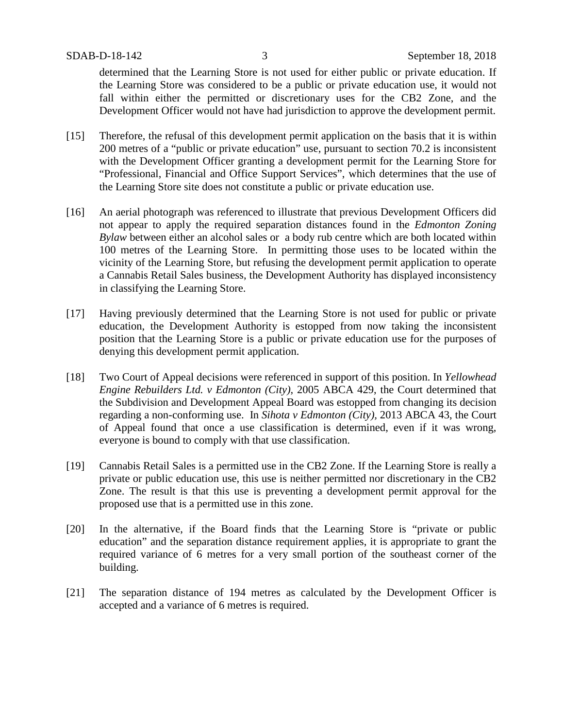determined that the Learning Store is not used for either public or private education. If the Learning Store was considered to be a public or private education use, it would not fall within either the permitted or discretionary uses for the CB2 Zone, and the Development Officer would not have had jurisdiction to approve the development permit.

[15] Therefore, the refusal of this development permit application on the basis that it is within 200 metres of a "public or private education" use, pursuant to section 70.2 is inconsistent with the Development Officer granting a development permit for the Learning Store for "Professional, Financial and Office Support Services", which determines that the use of the Learning Store site does not constitute a public or private education use.

[16] An aerial photograph was referenced to illustrate that previous Development Officers did not appear to apply the required separation distances found in the *Edmonton Zoning Bylaw* between either an alcohol sales or a body rub centre which are both located within 100 metres of the Learning Store. In permitting those uses to be located within the vicinity of the Learning Store, but refusing the development permit application to operate a Cannabis Retail Sales business, the Development Authority has displayed inconsistency in classifying the Learning Store.

[17] Having previously determined that the Learning Store is not used for public or private education, the Development Authority is estopped from now taking the inconsistent position that the Learning Store is a public or private education use for the purposes of denying this development permit application.

[18] Two Court of Appeal decisions were referenced in support of this position. In *Yellowhead Engine Rebuilders Ltd. v Edmonton (City)*, 2005 ABCA 429, the Court determined that the Subdivision and Development Appeal Board was estopped from changing its decision regarding a non-conforming use. In *Sihota v Edmonton (City)*, 2013 ABCA 43, the Court of Appeal found that once a use classification is determined, even if it was wrong, everyone is bound to comply with that use classification.

[19] Cannabis Retail Sales is a permitted use in the CB2 Zone. If the Learning Store is really a private or public education use, this use is neither permitted nor discretionary in the CB2 Zone. The result is that this use is preventing a development permit approval for the proposed use that is a permitted use in this zone.

[20] In the alternative, if the Board finds that the Learning Store is "private or public education" and the separation distance requirement applies, it is appropriate to grant the required variance of 6 metres for a very small portion of the southeast corner of the building.

[21] The separation distance of 194 metres as calculated by the Development Officer is accepted and a variance of 6 metres is required.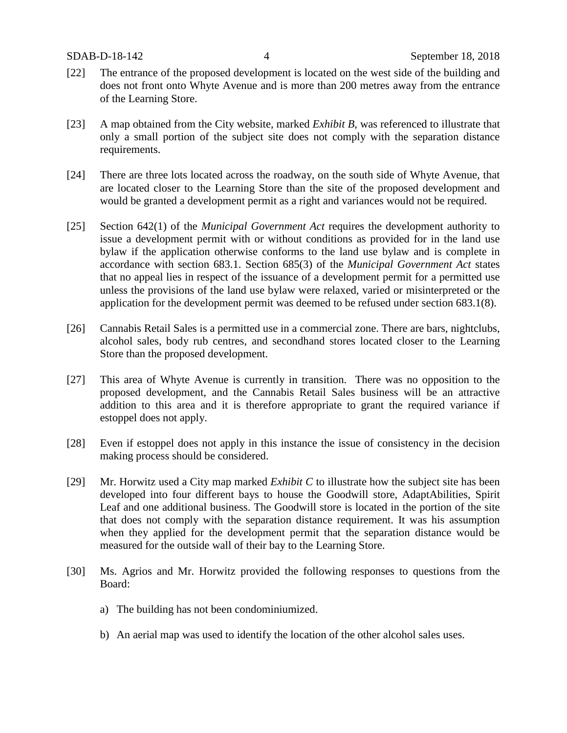[22] The entrance of the proposed development is located on the west side of the building and does not front onto Whyte Avenue and is more than 200 metres away from the entrance of the Learning Store.

[23] A map obtained from the City website, marked *Exhibit B*, was referenced to illustrate that only a small portion of the subject site does not comply with the separation distance requirements.

[24] There are three lots located across the roadway, on the south side of Whyte Avenue, that are located closer to the Learning Store than the site of the proposed development and would be granted a development permit as a right and variances would not be required.

[25] Section 642(1) of the *Municipal Government Act* requires the development authority to issue a development permit with or without conditions as provided for in the land use bylaw if the application otherwise conforms to the land use bylaw and is complete in accordance with section 683.1. Section 685(3) of the *Municipal Government Act* states that no appeal lies in respect of the issuance of a development permit for a permitted use unless the provisions of the land use bylaw were relaxed, varied or misinterpreted or the application for the development permit was deemed to be refused under section 683.1(8).

[26] Cannabis Retail Sales is a permitted use in a commercial zone. There are bars, nightclubs, alcohol sales, body rub centres, and secondhand stores located closer to the Learning Store than the proposed development.

[27] This area of Whyte Avenue is currently in transition. There was no opposition to the proposed development, and the Cannabis Retail Sales business will be an attractive addition to this area and it is therefore appropriate to grant the required variance if estoppel does not apply.

[28] Even if estoppel does not apply in this instance the issue of consistency in the decision making process should be considered.

[29] Mr. Horwitz used a City map marked *Exhibit C* to illustrate how the subject site has been developed into four different bays to house the Goodwill store, AdaptAbilities, Spirit Leaf and one additional business. The Goodwill store is located in the portion of the site that does not comply with the separation distance requirement. It was his assumption when they applied for the development permit that the separation distance would be measured for the outside wall of their bay to the Learning Store.

[30] Ms. Agrios and Mr. Horwitz provided the following responses to questions from the Board:

a) The building has not been condominiumized.

b) An aerial map was used to identify the location of the other alcohol sales uses.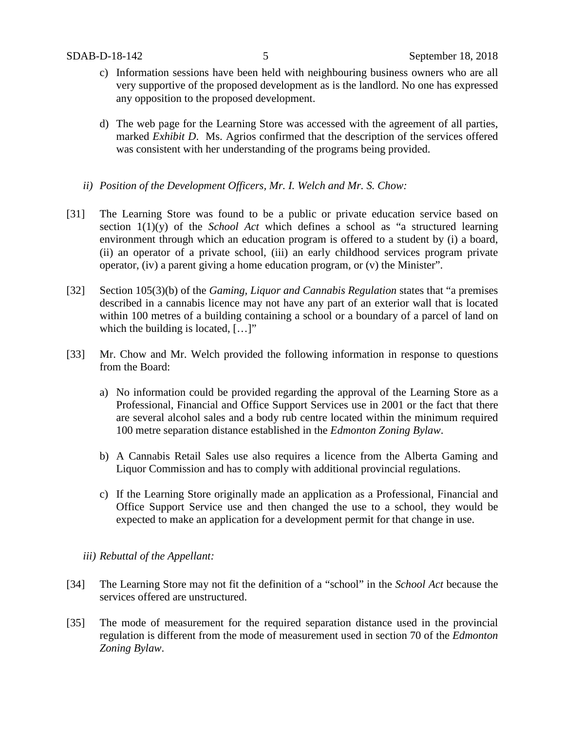c) Information sessions have been held with neighbouring business owners who are all very supportive of the proposed development as is the landlord. No one has expressed any opposition to the proposed development.

d) The web page for the Learning Store was accessed with the agreement of all parties, marked *Exhibit D*. Ms. Agrios confirmed that the description of the services offered was consistent with her understanding of the programs being provided.

*ii) Position of the Development Officers, Mr. I. Welch and Mr. S. Chow:*

[31] The Learning Store was found to be a public or private education service based on section 1(1)(y) of the *School Act* which defines a school as "a structured learning environment through which an education program is offered to a student by (i) a board, (ii) an operator of a private school, (iii) an early childhood services program private operator, (iv) a parent giving a home education program, or (v) the Minister".

[32] Section 105(3)(b) of the *Gaming, Liquor and Cannabis Regulation* states that "a premises described in a cannabis licence may not have any part of an exterior wall that is located within 100 metres of a building containing a school or a boundary of a parcel of land on which the building is located, […]"

[33] Mr. Chow and Mr. Welch provided the following information in response to questions from the Board:

a) No information could be provided regarding the approval of the Learning Store as a Professional, Financial and Office Support Services use in 2001 or the fact that there are several alcohol sales and a body rub centre located within the minimum required 100 metre separation distance established in the *Edmonton Zoning Bylaw*.

b) A Cannabis Retail Sales use also requires a licence from the Alberta Gaming and Liquor Commission and has to comply with additional provincial regulations.

c) If the Learning Store originally made an application as a Professional, Financial and Office Support Service use and then changed the use to a school, they would be expected to make an application for a development permit for that change in use.

*iii) Rebuttal of the Appellant:*

[34] The Learning Store may not fit the definition of a "school" in the *School Act* because the services offered are unstructured.

[35] The mode of measurement for the required separation distance used in the provincial regulation is different from the mode of measurement used in section 70 of the *Edmonton Zoning Bylaw*.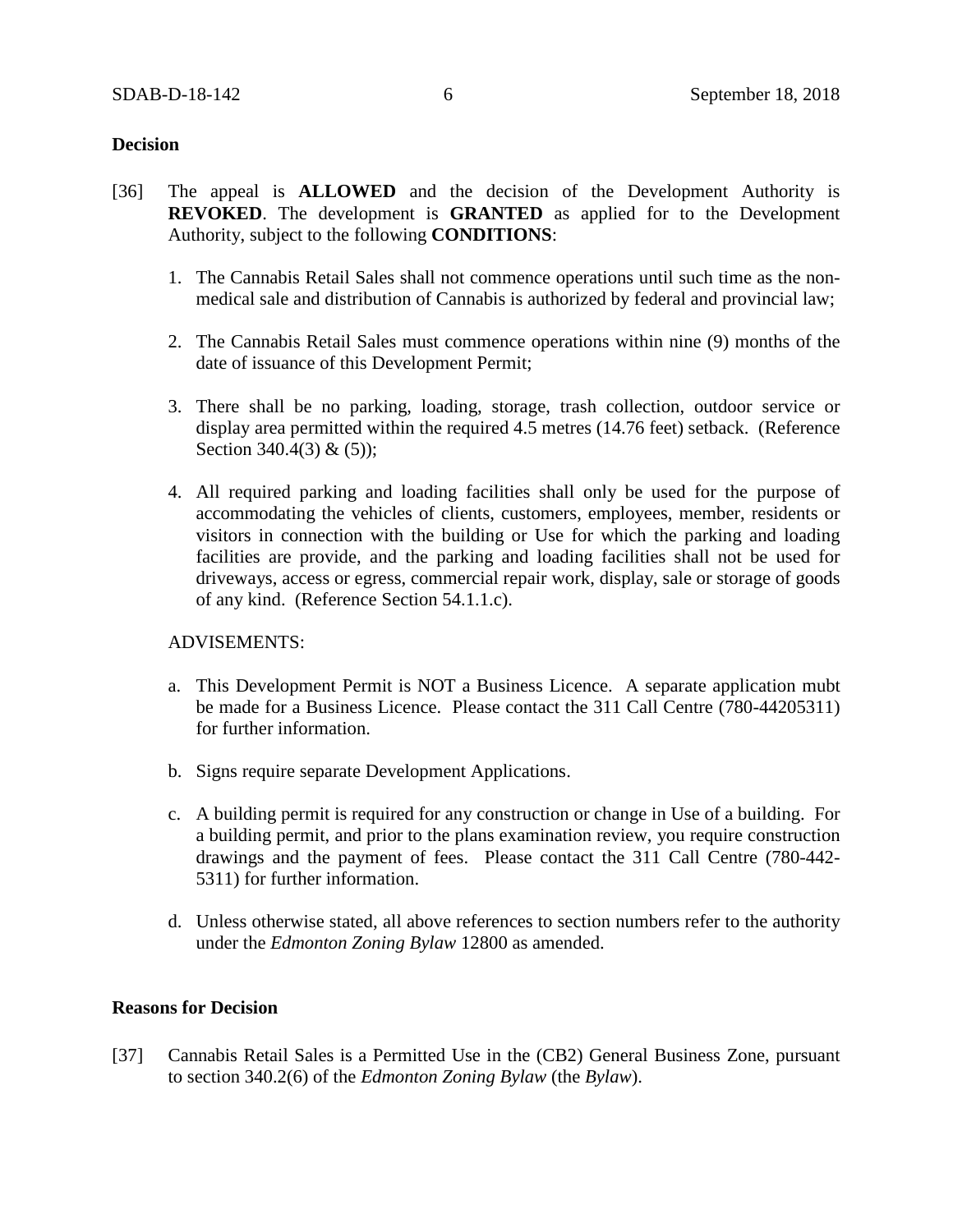**Decision**

[36] The appeal is **ALLOWED** and the decision of the Development Authority is **REVOKED**. The development is **GRANTED** as applied for to the Development Authority, subject to the following **CONDITIONS**:

1. The Cannabis Retail Sales shall not commence operations until such time as the non-medical sale and distribution of Cannabis is authorized by federal and provincial law;

2. The Cannabis Retail Sales must commence operations within nine (9) months of the date of issuance of this Development Permit;

3. There shall be no parking, loading, storage, trash collection, outdoor service or display area permitted within the required 4.5 metres (14.76 feet) setback. (Reference Section 340.4(3) & (5));

4. All required parking and loading facilities shall only be used for the purpose of accommodating the vehicles of clients, customers, employees, member, residents or visitors in connection with the building or Use for which the parking and loading facilities are provide, and the parking and loading facilities shall not be used for driveways, access or egress, commercial repair work, display, sale or storage of goods of any kind. (Reference Section 54.1.1.c).

ADVISEMENTS:

a. This Development Permit is NOT a Business Licence. A separate application mubt be made for a Business Licence. Please contact the 311 Call Centre (780-44205311) for further information.

b. Signs require separate Development Applications.

c. A building permit is required for any construction or change in Use of a building. For a building permit, and prior to the plans examination review, you require construction drawings and the payment of fees. Please contact the 311 Call Centre (780-442-5311) for further information.

d. Unless otherwise stated, all above references to section numbers refer to the authority under the *Edmonton Zoning Bylaw* 12800 as amended.

**Reasons for Decision**

[37] Cannabis Retail Sales is a Permitted Use in the (CB2) General Business Zone, pursuant to section 340.2(6) of the *Edmonton Zoning Bylaw* (the *Bylaw*).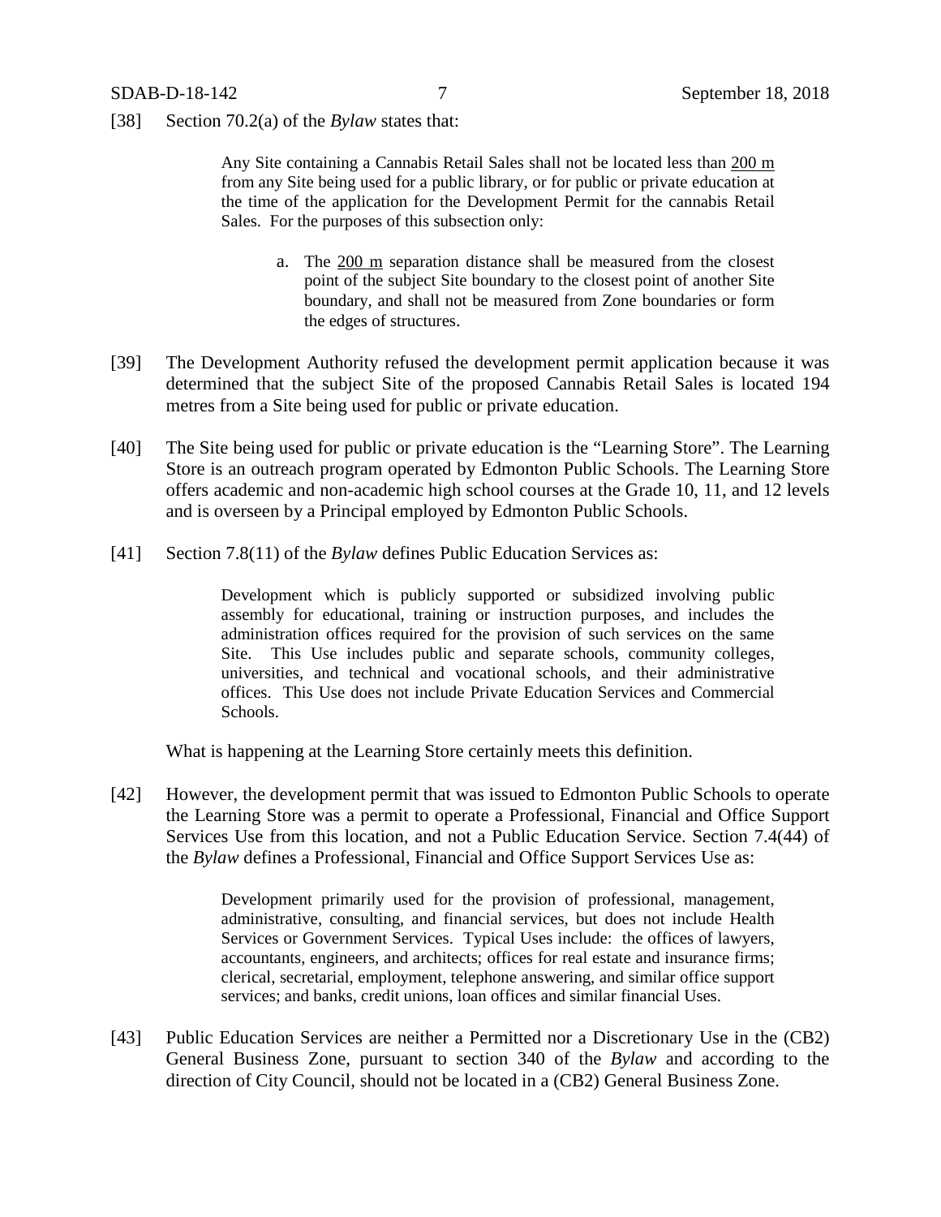[38] Section 70.2(a) of the *Bylaw* states that:

> Any Site containing a Cannabis Retail Sales shall not be located less than 200 m from any Site being used for a public library, or for public or private education at the time of the application for the Development Permit for the cannabis Retail Sales. For the purposes of this subsection only:
>
> a. The 200 m separation distance shall be measured from the closest point of the subject Site boundary to the closest point of another Site boundary, and shall not be measured from Zone boundaries or form the edges of structures.

[39] The Development Authority refused the development permit application because it was determined that the subject Site of the proposed Cannabis Retail Sales is located 194 metres from a Site being used for public or private education.

[40] The Site being used for public or private education is the "Learning Store". The Learning Store is an outreach program operated by Edmonton Public Schools. The Learning Store offers academic and non-academic high school courses at the Grade 10, 11, and 12 levels and is overseen by a Principal employed by Edmonton Public Schools.

[41] Section 7.8(11) of the *Bylaw* defines Public Education Services as:

> Development which is publicly supported or subsidized involving public assembly for educational, training or instruction purposes, and includes the administration offices required for the provision of such services on the same Site. This Use includes public and separate schools, community colleges, universities, and technical and vocational schools, and their administrative offices. This Use does not include Private Education Services and Commercial Schools.

What is happening at the Learning Store certainly meets this definition.

[42] However, the development permit that was issued to Edmonton Public Schools to operate the Learning Store was a permit to operate a Professional, Financial and Office Support Services Use from this location, and not a Public Education Service. Section 7.4(44) of the *Bylaw* defines a Professional, Financial and Office Support Services Use as:

> Development primarily used for the provision of professional, management, administrative, consulting, and financial services, but does not include Health Services or Government Services. Typical Uses include: the offices of lawyers, accountants, engineers, and architects; offices for real estate and insurance firms; clerical, secretarial, employment, telephone answering, and similar office support services; and banks, credit unions, loan offices and similar financial Uses.

[43] Public Education Services are neither a Permitted nor a Discretionary Use in the (CB2) General Business Zone, pursuant to section 340 of the *Bylaw* and according to the direction of City Council, should not be located in a (CB2) General Business Zone.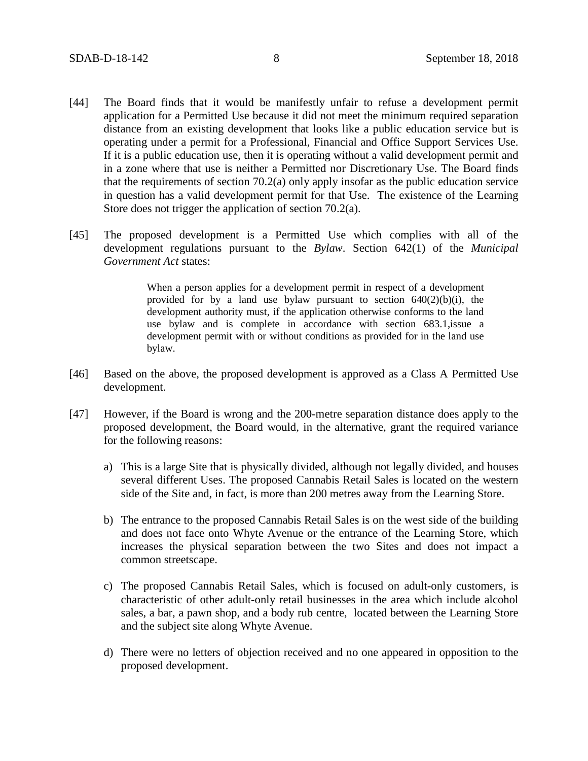[44] The Board finds that it would be manifestly unfair to refuse a development permit application for a Permitted Use because it did not meet the minimum required separation distance from an existing development that looks like a public education service but is operating under a permit for a Professional, Financial and Office Support Services Use. If it is a public education use, then it is operating without a valid development permit and in a zone where that use is neither a Permitted nor Discretionary Use. The Board finds that the requirements of section 70.2(a) only apply insofar as the public education service in question has a valid development permit for that Use. The existence of the Learning Store does not trigger the application of section 70.2(a).

[45] The proposed development is a Permitted Use which complies with all of the development regulations pursuant to the *Bylaw*. Section 642(1) of the *Municipal Government Act* states:

> When a person applies for a development permit in respect of a development provided for by a land use bylaw pursuant to section 640(2)(b)(i), the development authority must, if the application otherwise conforms to the land use bylaw and is complete in accordance with section 683.1,issue a development permit with or without conditions as provided for in the land use bylaw.

[46] Based on the above, the proposed development is approved as a Class A Permitted Use development.

[47] However, if the Board is wrong and the 200-metre separation distance does apply to the proposed development, the Board would, in the alternative, grant the required variance for the following reasons:

a) This is a large Site that is physically divided, although not legally divided, and houses several different Uses. The proposed Cannabis Retail Sales is located on the western side of the Site and, in fact, is more than 200 metres away from the Learning Store.

b) The entrance to the proposed Cannabis Retail Sales is on the west side of the building and does not face onto Whyte Avenue or the entrance of the Learning Store, which increases the physical separation between the two Sites and does not impact a common streetscape.

c) The proposed Cannabis Retail Sales, which is focused on adult-only customers, is characteristic of other adult-only retail businesses in the area which include alcohol sales, a bar, a pawn shop, and a body rub centre, located between the Learning Store and the subject site along Whyte Avenue.

d) There were no letters of objection received and no one appeared in opposition to the proposed development.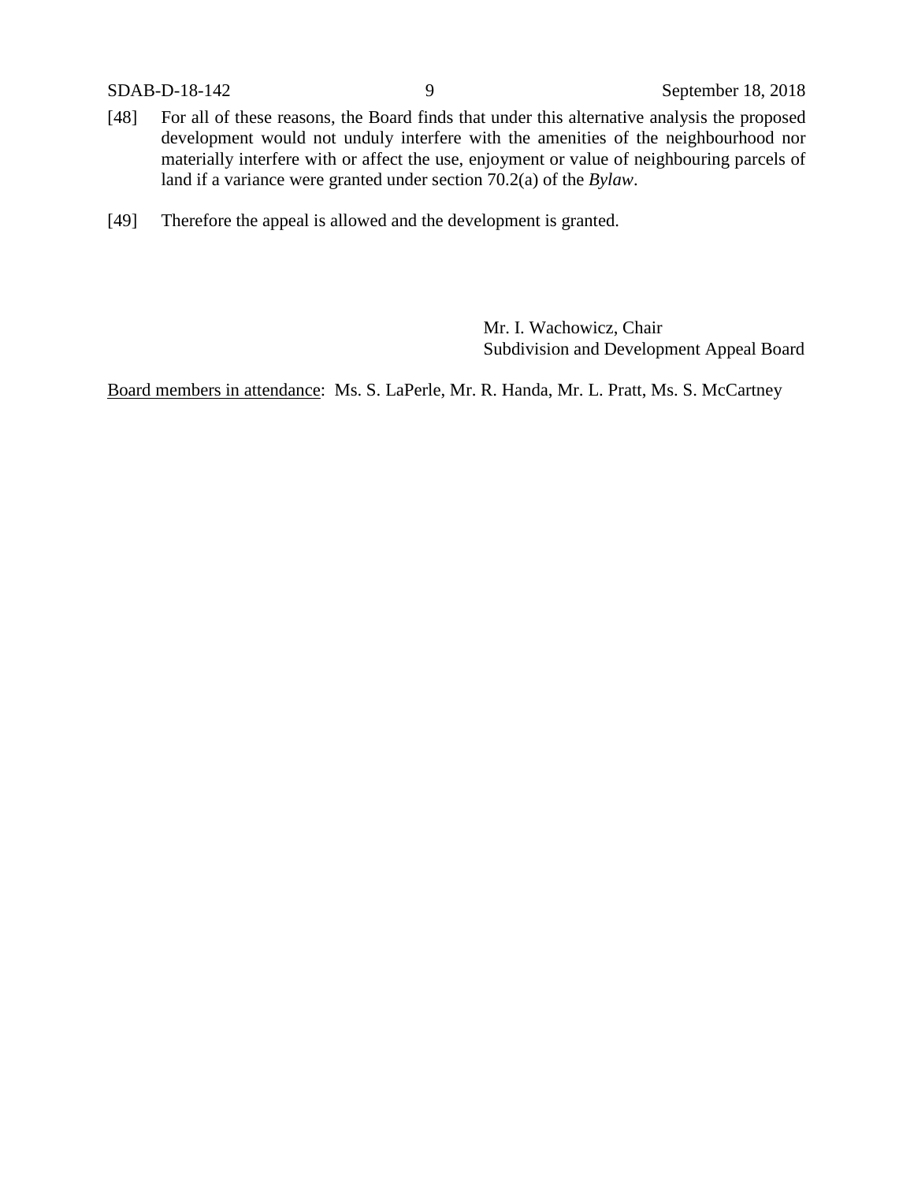[48] For all of these reasons, the Board finds that under this alternative analysis the proposed development would not unduly interfere with the amenities of the neighbourhood nor materially interfere with or affect the use, enjoyment or value of neighbouring parcels of land if a variance were granted under section 70.2(a) of the *Bylaw*.

[49] Therefore the appeal is allowed and the development is granted.

Mr. I. Wachowicz, Chair
Subdivision and Development Appeal Board

Board members in attendance: Ms. S. LaPerle, Mr. R. Handa, Mr. L. Pratt, Ms. S. McCartney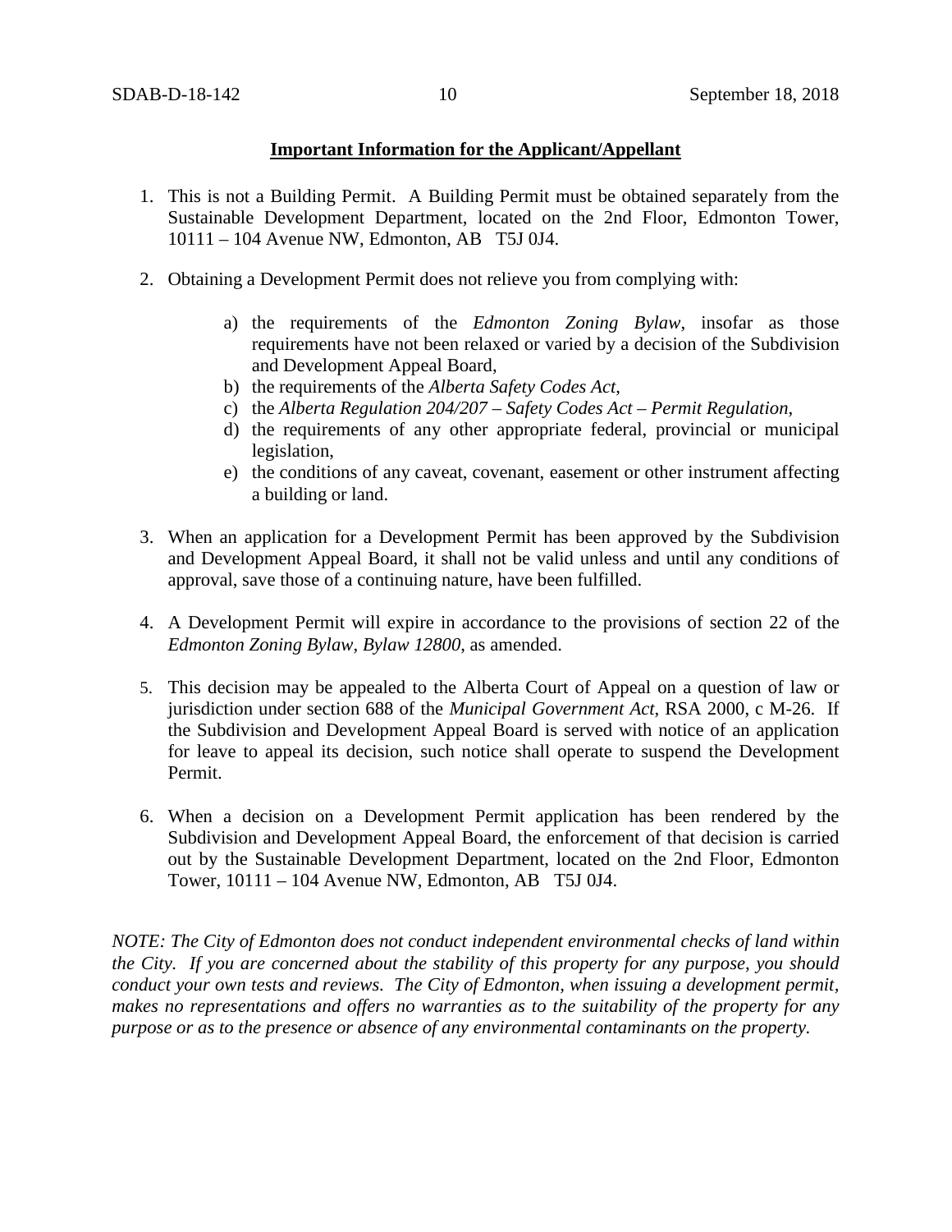**Important Information for the Applicant/Appellant**

1. This is not a Building Permit. A Building Permit must be obtained separately from the Sustainable Development Department, located on the 2nd Floor, Edmonton Tower, 10111 – 104 Avenue NW, Edmonton, AB T5J 0J4.

2. Obtaining a Development Permit does not relieve you from complying with:

    a) the requirements of the *Edmonton Zoning Bylaw*, insofar as those requirements have not been relaxed or varied by a decision of the Subdivision and Development Appeal Board,
    b) the requirements of the *Alberta Safety Codes Act*,
    c) the *Alberta Regulation 204/207 – Safety Codes Act – Permit Regulation*,
    d) the requirements of any other appropriate federal, provincial or municipal legislation,
    e) the conditions of any caveat, covenant, easement or other instrument affecting a building or land.

3. When an application for a Development Permit has been approved by the Subdivision and Development Appeal Board, it shall not be valid unless and until any conditions of approval, save those of a continuing nature, have been fulfilled.

4. A Development Permit will expire in accordance to the provisions of section 22 of the *Edmonton Zoning Bylaw, Bylaw 12800*, as amended.

5. This decision may be appealed to the Alberta Court of Appeal on a question of law or jurisdiction under section 688 of the *Municipal Government Act*, RSA 2000, c M-26. If the Subdivision and Development Appeal Board is served with notice of an application for leave to appeal its decision, such notice shall operate to suspend the Development Permit.

6. When a decision on a Development Permit application has been rendered by the Subdivision and Development Appeal Board, the enforcement of that decision is carried out by the Sustainable Development Department, located on the 2nd Floor, Edmonton Tower, 10111 – 104 Avenue NW, Edmonton, AB T5J 0J4.

*NOTE: The City of Edmonton does not conduct independent environmental checks of land within the City. If you are concerned about the stability of this property for any purpose, you should conduct your own tests and reviews. The City of Edmonton, when issuing a development permit, makes no representations and offers no warranties as to the suitability of the property for any purpose or as to the presence or absence of any environmental contaminants on the property.*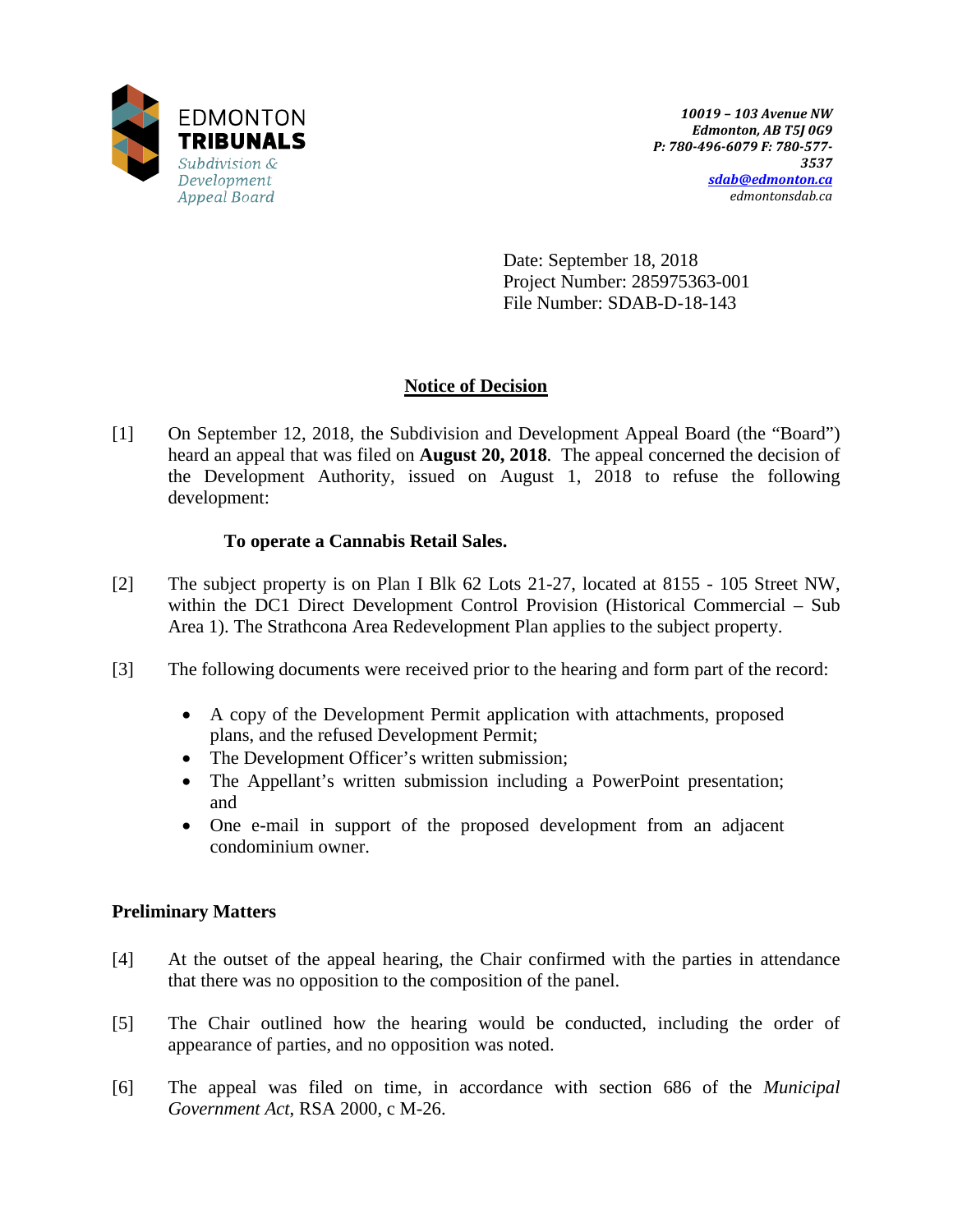EDMONTON
**TRIBUNALS**
*Subdivision & Development Appeal Board*

***10019 – 103 Avenue NW***
***Edmonton, AB T5J 0G9***
***P: 780-496-6079 F: 780-577-3537***
***sdab@edmonton.ca***
*edmontonsdab.ca*

Date: September 18, 2018
Project Number: 285975363-001
File Number: SDAB-D-18-143

## Notice of Decision

[1] On September 12, 2018, the Subdivision and Development Appeal Board (the "Board") heard an appeal that was filed on **August 20, 2018**. The appeal concerned the decision of the Development Authority, issued on August 1, 2018 to refuse the following development:

**To operate a Cannabis Retail Sales.**

[2] The subject property is on Plan I Blk 62 Lots 21-27, located at 8155 - 105 Street NW, within the DC1 Direct Development Control Provision (Historical Commercial – Sub Area 1). The Strathcona Area Redevelopment Plan applies to the subject property.

[3] The following documents were received prior to the hearing and form part of the record:

- A copy of the Development Permit application with attachments, proposed plans, and the refused Development Permit;
- The Development Officer's written submission;
- The Appellant's written submission including a PowerPoint presentation; and
- One e-mail in support of the proposed development from an adjacent condominium owner.

### Preliminary Matters

[4] At the outset of the appeal hearing, the Chair confirmed with the parties in attendance that there was no opposition to the composition of the panel.

[5] The Chair outlined how the hearing would be conducted, including the order of appearance of parties, and no opposition was noted.

[6] The appeal was filed on time, in accordance with section 686 of the *Municipal Government Act*, RSA 2000, c M-26.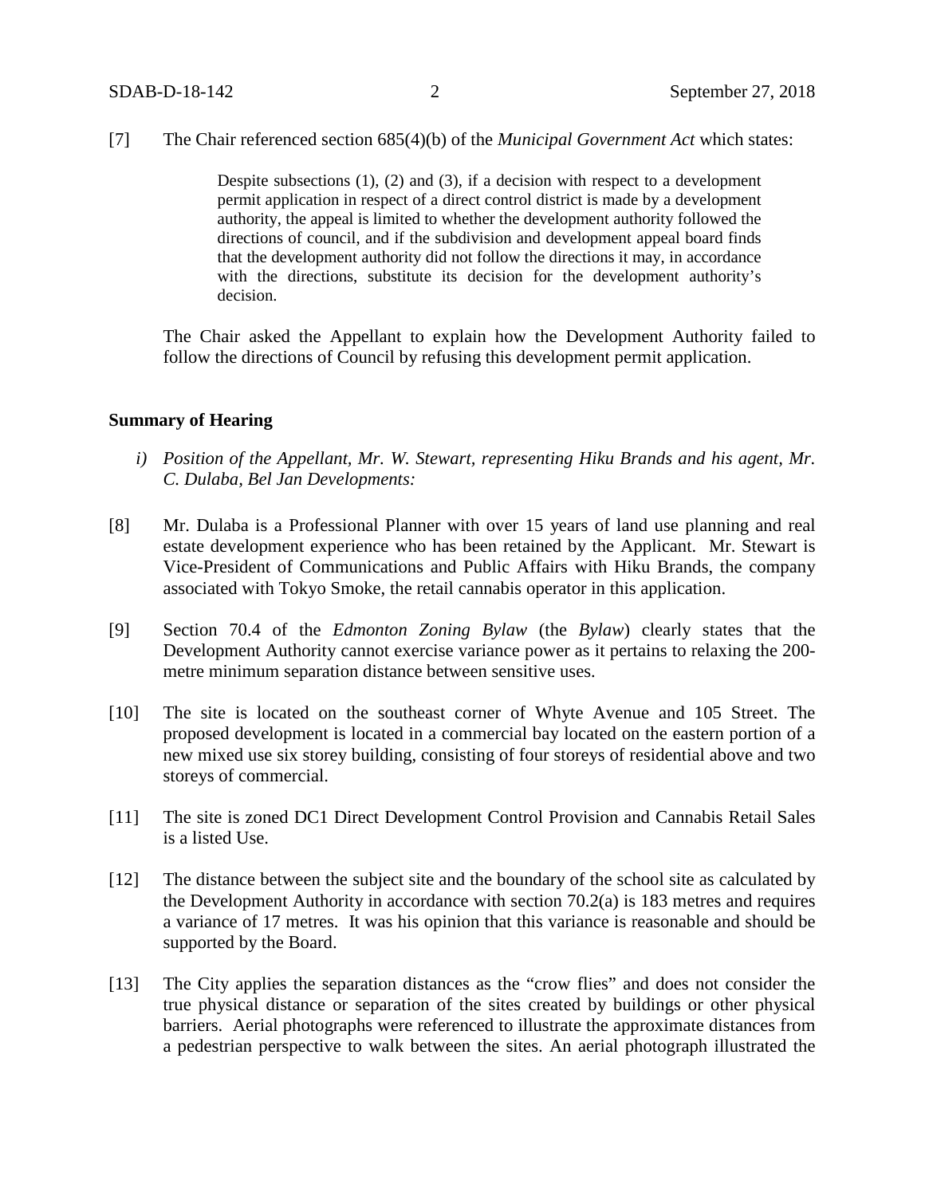[7] The Chair referenced section 685(4)(b) of the *Municipal Government Act* which states:

> Despite subsections (1), (2) and (3), if a decision with respect to a development permit application in respect of a direct control district is made by a development authority, the appeal is limited to whether the development authority followed the directions of council, and if the subdivision and development appeal board finds that the development authority did not follow the directions it may, in accordance with the directions, substitute its decision for the development authority's decision.

The Chair asked the Appellant to explain how the Development Authority failed to follow the directions of Council by refusing this development permit application.

**Summary of Hearing**

*i) Position of the Appellant, Mr. W. Stewart, representing Hiku Brands and his agent, Mr. C. Dulaba, Bel Jan Developments:*

[8] Mr. Dulaba is a Professional Planner with over 15 years of land use planning and real estate development experience who has been retained by the Applicant. Mr. Stewart is Vice-President of Communications and Public Affairs with Hiku Brands, the company associated with Tokyo Smoke, the retail cannabis operator in this application.

[9] Section 70.4 of the *Edmonton Zoning Bylaw* (the *Bylaw*) clearly states that the Development Authority cannot exercise variance power as it pertains to relaxing the 200-metre minimum separation distance between sensitive uses.

[10] The site is located on the southeast corner of Whyte Avenue and 105 Street. The proposed development is located in a commercial bay located on the eastern portion of a new mixed use six storey building, consisting of four storeys of residential above and two storeys of commercial.

[11] The site is zoned DC1 Direct Development Control Provision and Cannabis Retail Sales is a listed Use.

[12] The distance between the subject site and the boundary of the school site as calculated by the Development Authority in accordance with section 70.2(a) is 183 metres and requires a variance of 17 metres. It was his opinion that this variance is reasonable and should be supported by the Board.

[13] The City applies the separation distances as the "crow flies" and does not consider the true physical distance or separation of the sites created by buildings or other physical barriers. Aerial photographs were referenced to illustrate the approximate distances from a pedestrian perspective to walk between the sites. An aerial photograph illustrated the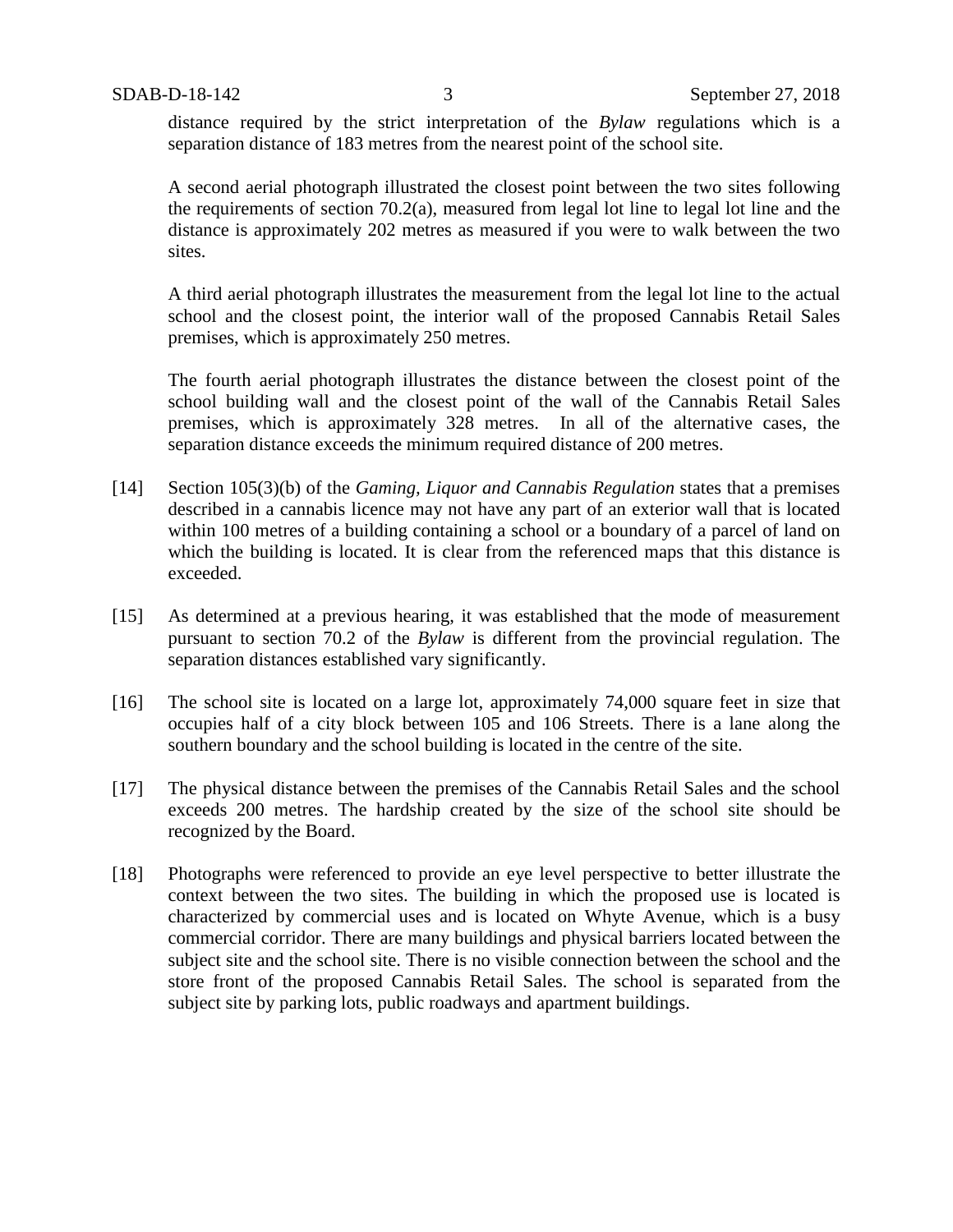distance required by the strict interpretation of the *Bylaw* regulations which is a separation distance of 183 metres from the nearest point of the school site.

A second aerial photograph illustrated the closest point between the two sites following the requirements of section 70.2(a), measured from legal lot line to legal lot line and the distance is approximately 202 metres as measured if you were to walk between the two sites.

A third aerial photograph illustrates the measurement from the legal lot line to the actual school and the closest point, the interior wall of the proposed Cannabis Retail Sales premises, which is approximately 250 metres.

The fourth aerial photograph illustrates the distance between the closest point of the school building wall and the closest point of the wall of the Cannabis Retail Sales premises, which is approximately 328 metres. In all of the alternative cases, the separation distance exceeds the minimum required distance of 200 metres.

[14] Section 105(3)(b) of the *Gaming, Liquor and Cannabis Regulation* states that a premises described in a cannabis licence may not have any part of an exterior wall that is located within 100 metres of a building containing a school or a boundary of a parcel of land on which the building is located. It is clear from the referenced maps that this distance is exceeded.

[15] As determined at a previous hearing, it was established that the mode of measurement pursuant to section 70.2 of the *Bylaw* is different from the provincial regulation. The separation distances established vary significantly.

[16] The school site is located on a large lot, approximately 74,000 square feet in size that occupies half of a city block between 105 and 106 Streets. There is a lane along the southern boundary and the school building is located in the centre of the site.

[17] The physical distance between the premises of the Cannabis Retail Sales and the school exceeds 200 metres. The hardship created by the size of the school site should be recognized by the Board.

[18] Photographs were referenced to provide an eye level perspective to better illustrate the context between the two sites. The building in which the proposed use is located is characterized by commercial uses and is located on Whyte Avenue, which is a busy commercial corridor. There are many buildings and physical barriers located between the subject site and the school site. There is no visible connection between the school and the store front of the proposed Cannabis Retail Sales. The school is separated from the subject site by parking lots, public roadways and apartment buildings.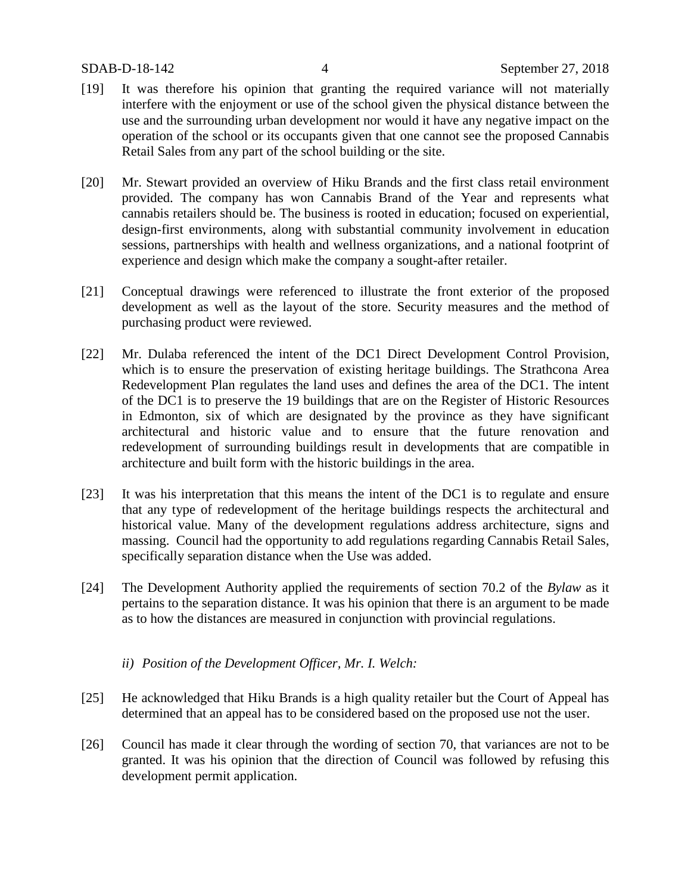[19] It was therefore his opinion that granting the required variance will not materially interfere with the enjoyment or use of the school given the physical distance between the use and the surrounding urban development nor would it have any negative impact on the operation of the school or its occupants given that one cannot see the proposed Cannabis Retail Sales from any part of the school building or the site.

[20] Mr. Stewart provided an overview of Hiku Brands and the first class retail environment provided. The company has won Cannabis Brand of the Year and represents what cannabis retailers should be. The business is rooted in education; focused on experiential, design-first environments, along with substantial community involvement in education sessions, partnerships with health and wellness organizations, and a national footprint of experience and design which make the company a sought-after retailer.

[21] Conceptual drawings were referenced to illustrate the front exterior of the proposed development as well as the layout of the store. Security measures and the method of purchasing product were reviewed.

[22] Mr. Dulaba referenced the intent of the DC1 Direct Development Control Provision, which is to ensure the preservation of existing heritage buildings. The Strathcona Area Redevelopment Plan regulates the land uses and defines the area of the DC1. The intent of the DC1 is to preserve the 19 buildings that are on the Register of Historic Resources in Edmonton, six of which are designated by the province as they have significant architectural and historic value and to ensure that the future renovation and redevelopment of surrounding buildings result in developments that are compatible in architecture and built form with the historic buildings in the area.

[23] It was his interpretation that this means the intent of the DC1 is to regulate and ensure that any type of redevelopment of the heritage buildings respects the architectural and historical value. Many of the development regulations address architecture, signs and massing. Council had the opportunity to add regulations regarding Cannabis Retail Sales, specifically separation distance when the Use was added.

[24] The Development Authority applied the requirements of section 70.2 of the *Bylaw* as it pertains to the separation distance. It was his opinion that there is an argument to be made as to how the distances are measured in conjunction with provincial regulations.

*ii) Position of the Development Officer, Mr. I. Welch:*

[25] He acknowledged that Hiku Brands is a high quality retailer but the Court of Appeal has determined that an appeal has to be considered based on the proposed use not the user.

[26] Council has made it clear through the wording of section 70, that variances are not to be granted. It was his opinion that the direction of Council was followed by refusing this development permit application.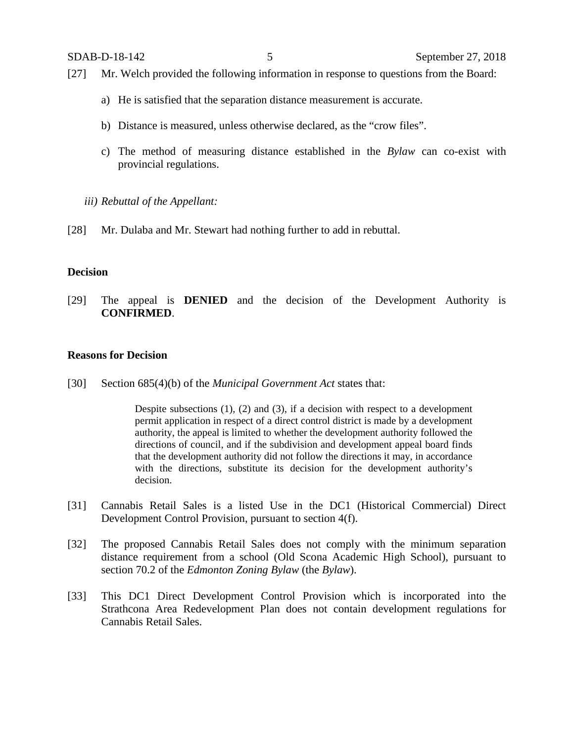[27] Mr. Welch provided the following information in response to questions from the Board:

a) He is satisfied that the separation distance measurement is accurate.

b) Distance is measured, unless otherwise declared, as the "crow files".

c) The method of measuring distance established in the *Bylaw* can co-exist with provincial regulations.

*iii) Rebuttal of the Appellant:*

[28] Mr. Dulaba and Mr. Stewart had nothing further to add in rebuttal.

**Decision**

[29] The appeal is **DENIED** and the decision of the Development Authority is **CONFIRMED**.

**Reasons for Decision**

[30] Section 685(4)(b) of the *Municipal Government Act* states that:

> Despite subsections (1), (2) and (3), if a decision with respect to a development permit application in respect of a direct control district is made by a development authority, the appeal is limited to whether the development authority followed the directions of council, and if the subdivision and development appeal board finds that the development authority did not follow the directions it may, in accordance with the directions, substitute its decision for the development authority's decision.

[31] Cannabis Retail Sales is a listed Use in the DC1 (Historical Commercial) Direct Development Control Provision, pursuant to section 4(f).

[32] The proposed Cannabis Retail Sales does not comply with the minimum separation distance requirement from a school (Old Scona Academic High School), pursuant to section 70.2 of the *Edmonton Zoning Bylaw* (the *Bylaw*).

[33] This DC1 Direct Development Control Provision which is incorporated into the Strathcona Area Redevelopment Plan does not contain development regulations for Cannabis Retail Sales.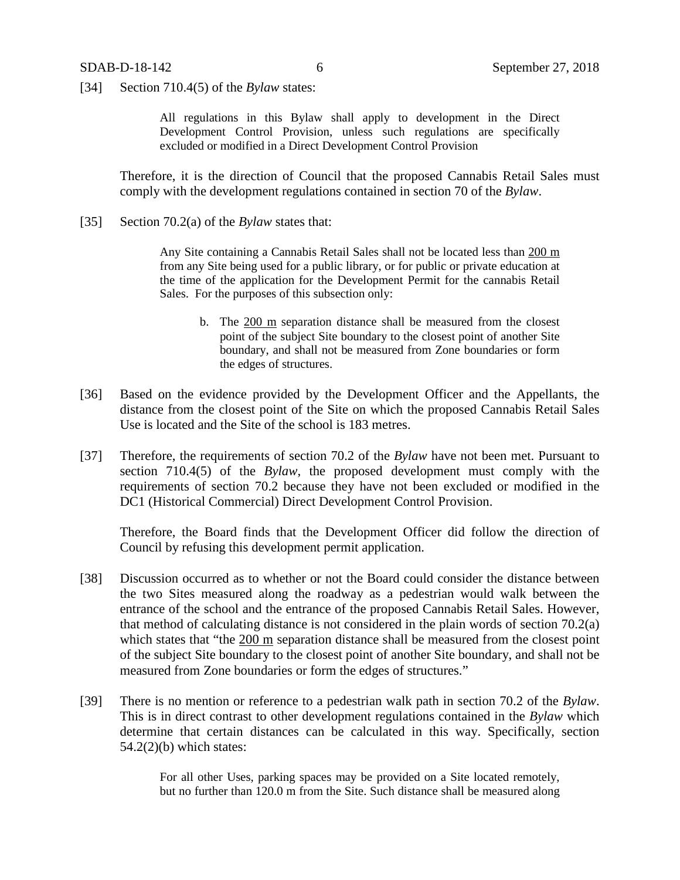[34] Section 710.4(5) of the *Bylaw* states:

> All regulations in this Bylaw shall apply to development in the Direct Development Control Provision, unless such regulations are specifically excluded or modified in a Direct Development Control Provision

Therefore, it is the direction of Council that the proposed Cannabis Retail Sales must comply with the development regulations contained in section 70 of the *Bylaw*.

[35] Section 70.2(a) of the *Bylaw* states that:

> Any Site containing a Cannabis Retail Sales shall not be located less than <u>200 m</u> from any Site being used for a public library, or for public or private education at the time of the application for the Development Permit for the cannabis Retail Sales. For the purposes of this subsection only:
>
> b. The <u>200 m</u> separation distance shall be measured from the closest point of the subject Site boundary to the closest point of another Site boundary, and shall not be measured from Zone boundaries or form the edges of structures.

[36] Based on the evidence provided by the Development Officer and the Appellants, the distance from the closest point of the Site on which the proposed Cannabis Retail Sales Use is located and the Site of the school is 183 metres.

[37] Therefore, the requirements of section 70.2 of the *Bylaw* have not been met. Pursuant to section 710.4(5) of the *Bylaw*, the proposed development must comply with the requirements of section 70.2 because they have not been excluded or modified in the DC1 (Historical Commercial) Direct Development Control Provision.

Therefore, the Board finds that the Development Officer did follow the direction of Council by refusing this development permit application.

[38] Discussion occurred as to whether or not the Board could consider the distance between the two Sites measured along the roadway as a pedestrian would walk between the entrance of the school and the entrance of the proposed Cannabis Retail Sales. However, that method of calculating distance is not considered in the plain words of section 70.2(a) which states that "the <u>200 m</u> separation distance shall be measured from the closest point of the subject Site boundary to the closest point of another Site boundary, and shall not be measured from Zone boundaries or form the edges of structures."

[39] There is no mention or reference to a pedestrian walk path in section 70.2 of the *Bylaw*. This is in direct contrast to other development regulations contained in the *Bylaw* which determine that certain distances can be calculated in this way. Specifically, section 54.2(2)(b) which states:

> For all other Uses, parking spaces may be provided on a Site located remotely, but no further than 120.0 m from the Site. Such distance shall be measured along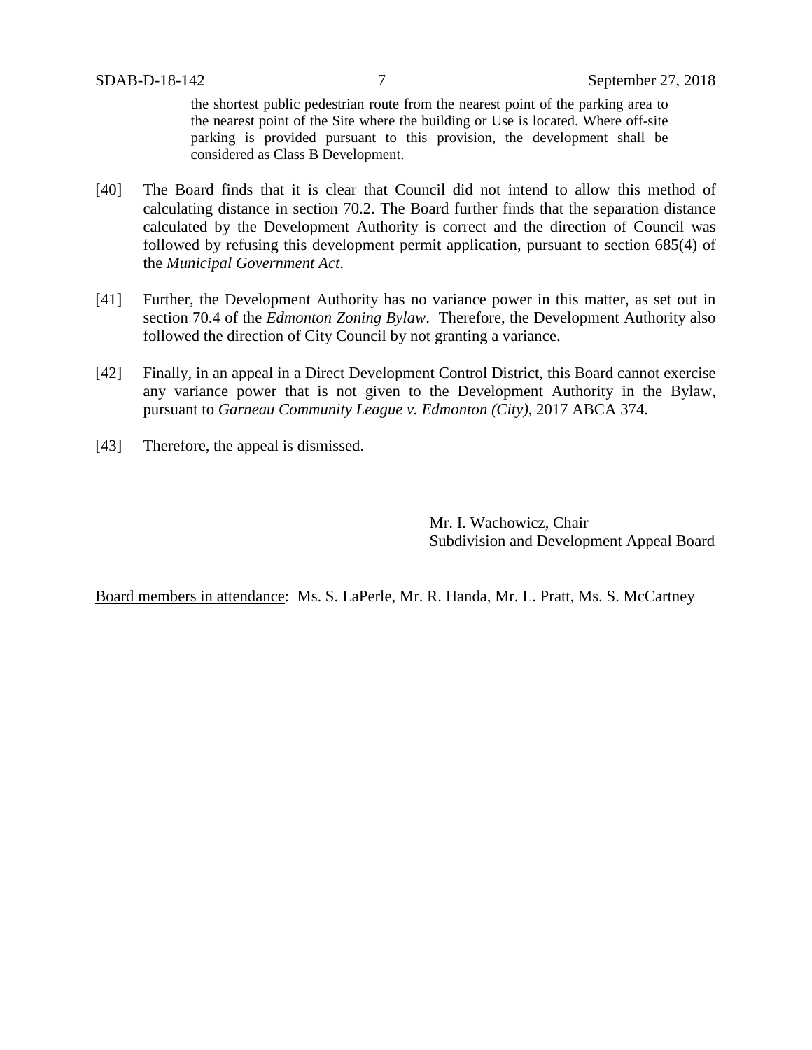> the shortest public pedestrian route from the nearest point of the parking area to the nearest point of the Site where the building or Use is located. Where off-site parking is provided pursuant to this provision, the development shall be considered as Class B Development.

[40] The Board finds that it is clear that Council did not intend to allow this method of calculating distance in section 70.2. The Board further finds that the separation distance calculated by the Development Authority is correct and the direction of Council was followed by refusing this development permit application, pursuant to section 685(4) of the *Municipal Government Act*.

[41] Further, the Development Authority has no variance power in this matter, as set out in section 70.4 of the *Edmonton Zoning Bylaw*. Therefore, the Development Authority also followed the direction of City Council by not granting a variance.

[42] Finally, in an appeal in a Direct Development Control District, this Board cannot exercise any variance power that is not given to the Development Authority in the Bylaw, pursuant to *Garneau Community League v. Edmonton (City)*, 2017 ABCA 374.

[43] Therefore, the appeal is dismissed.

Mr. I. Wachowicz, Chair
Subdivision and Development Appeal Board

<u>Board members in attendance</u>: Ms. S. LaPerle, Mr. R. Handa, Mr. L. Pratt, Ms. S. McCartney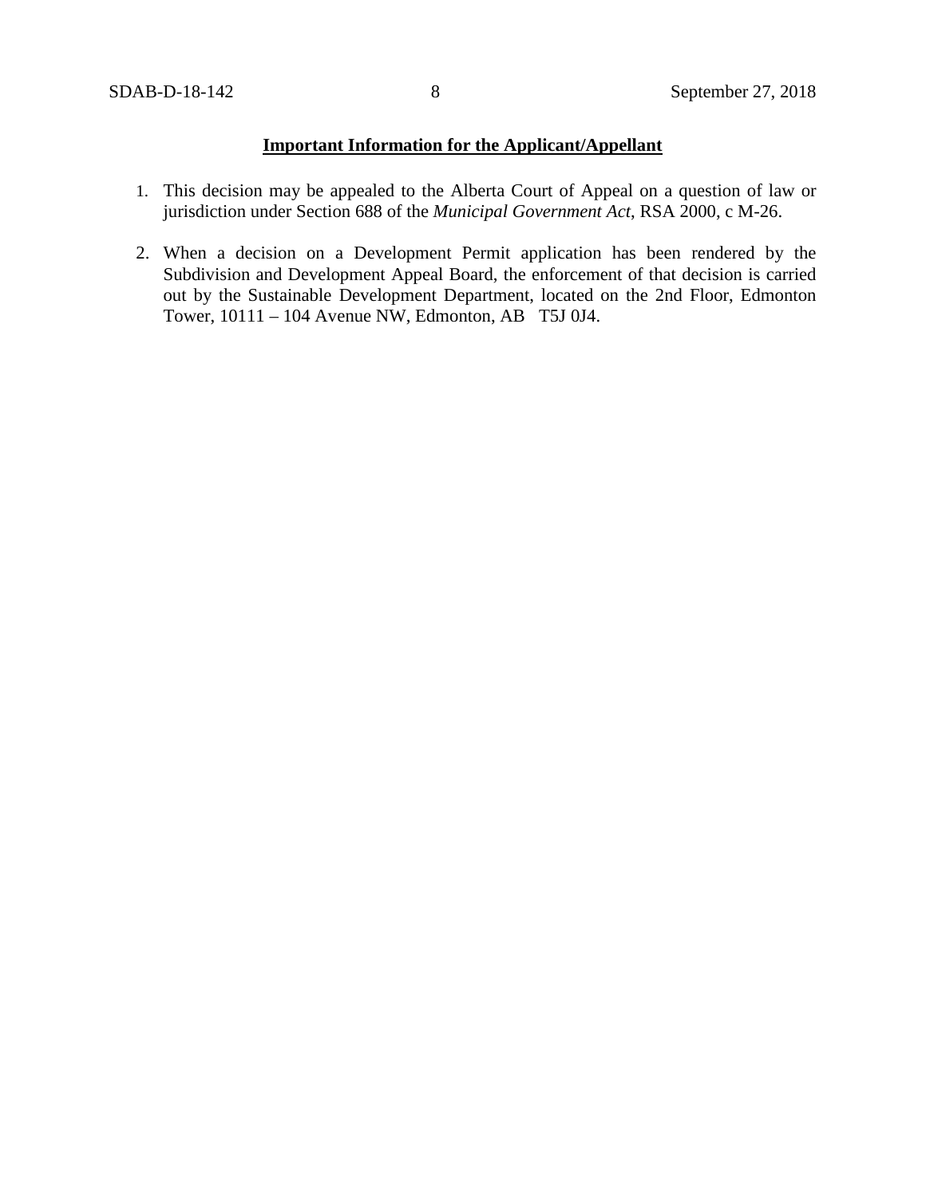**Important Information for the Applicant/Appellant**

1. This decision may be appealed to the Alberta Court of Appeal on a question of law or jurisdiction under Section 688 of the *Municipal Government Act*, RSA 2000, c M-26.

2. When a decision on a Development Permit application has been rendered by the Subdivision and Development Appeal Board, the enforcement of that decision is carried out by the Sustainable Development Department, located on the 2nd Floor, Edmonton Tower, 10111 – 104 Avenue NW, Edmonton, AB T5J 0J4.